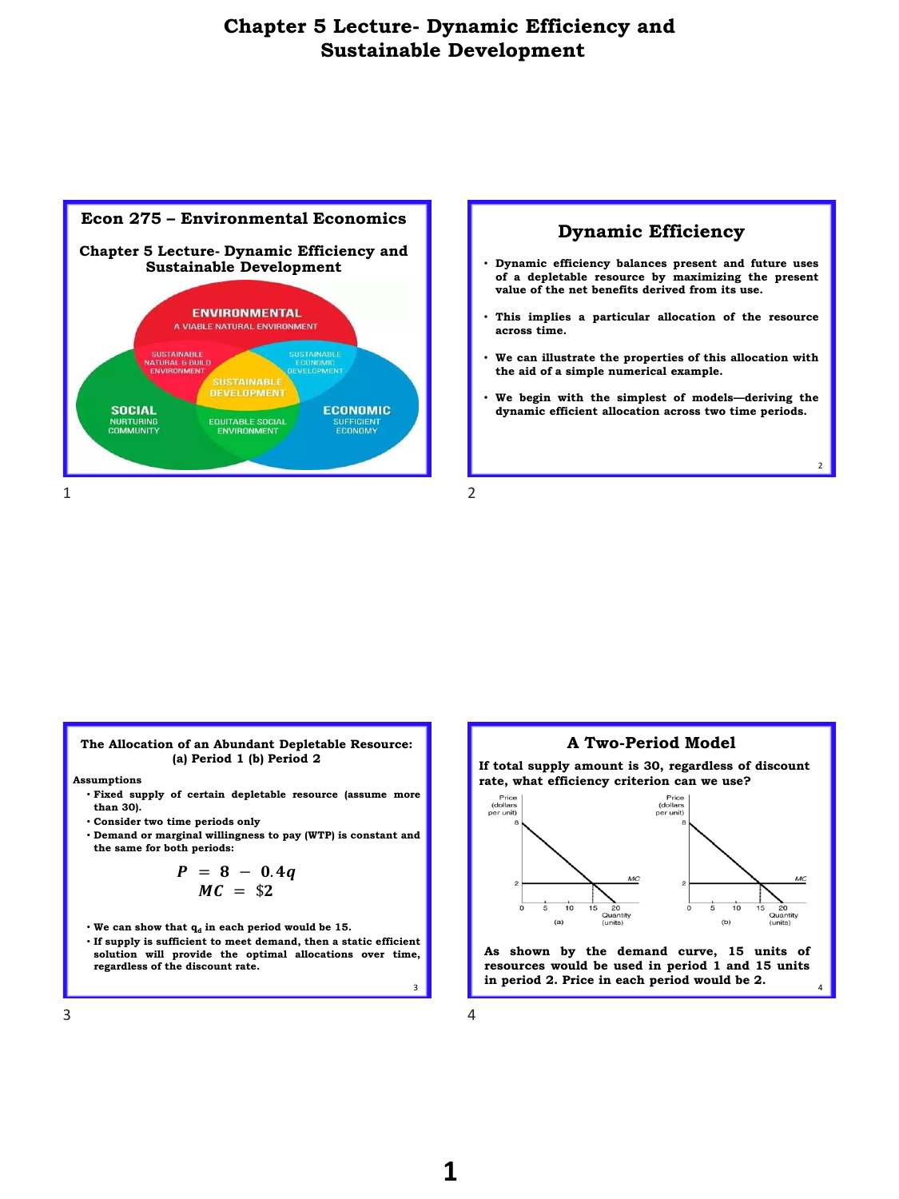# Chapter 5 Lecture- Dynamic Efficiency and Sustainable Development

## Econ 275 – Environmental Economics

### Chapter 5 Lecture- Dynamic Efficiency and Sustainable Development

ENVIRONMENTAL
A VIABLE NATURAL ENVIRONMENT

SUSTAINABLE NATURAL & BUILD ENVIRONMENT

SUSTAINABLE ECONOMIC DEVELOPMENT

SUSTAINABLE DEVELOPMENT

SOCIAL
NURTURING COMMUNITY

EQUITABLE SOCIAL ENVIRONMENT

ECONOMIC
SUFFICIENT ECONOMY

## Dynamic Efficiency

- Dynamic efficiency balances present and future uses of a depletable resource by maximizing the present value of the net benefits derived from its use.
- This implies a particular allocation of the resource across time.
- We can illustrate the properties of this allocation with the aid of a simple numerical example.
- We begin with the simplest of models—deriving the dynamic efficient allocation across two time periods.

## The Allocation of an Abundant Depletable Resource: (a) Period 1 (b) Period 2

**Assumptions**

- Fixed supply of certain depletable resource (assume more than 30).
- Consider two time periods only
- Demand or marginal willingness to pay (WTP) is constant and the same for both periods:

$$P = 8 - 0.4q$$
$$MC = \$2$$

- We can show that $q_d$ in each period would be 15.
- If supply is sufficient to meet demand, then a static efficient solution will provide the optimal allocations over time, regardless of the discount rate.

## A Two-Period Model

**If total supply amount is 30, regardless of discount rate, what efficiency criterion can we use?**

Price (dollars per unit) | MC | Quantity (units) | (a) | (b)

As shown by the demand curve, 15 units of resources would be used in period 1 and 15 units in period 2. Price in each period would be 2.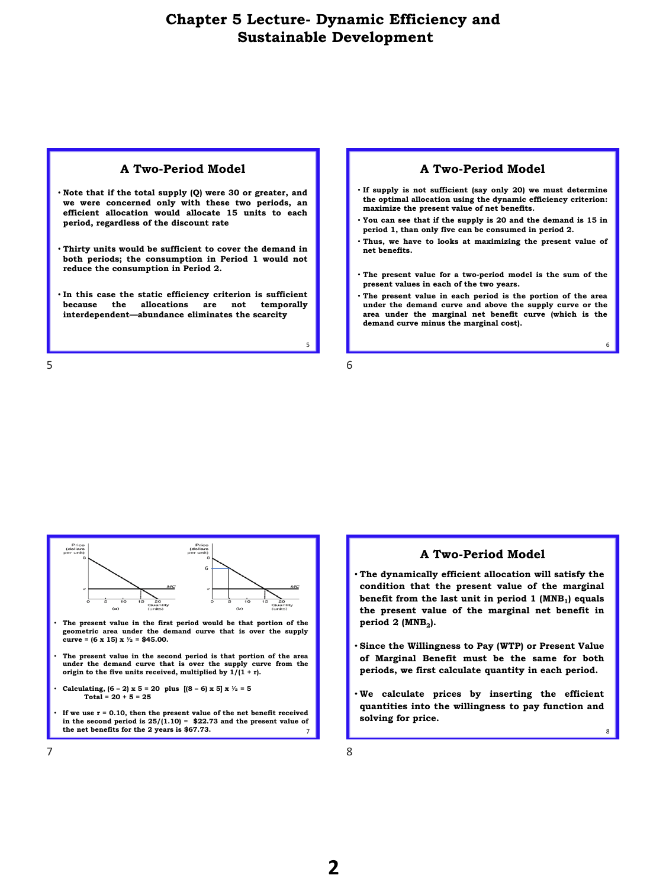# Chapter 5 Lecture- Dynamic Efficiency and Sustainable Development

## A Two-Period Model

- **Note that if the total supply (Q) were 30 or greater, and we were concerned only with these two periods, an efficient allocation would allocate 15 units to each period, regardless of the discount rate**
- **Thirty units would be sufficient to cover the demand in both periods; the consumption in Period 1 would not reduce the consumption in Period 2.**
- **In this case the static efficiency criterion is sufficient because the allocations are not temporally interdependent—abundance eliminates the scarcity**

## A Two-Period Model

- **If supply is not sufficient (say only 20) we must determine the optimal allocation using the dynamic efficiency criterion: maximize the present value of net benefits.**
- **You can see that if the supply is 20 and the demand is 15 in period 1, than only five can be consumed in period 2.**
- **Thus, we have to looks at maximizing the present value of net benefits.**
- **The present value for a two-period model is the sum of the present values in each of the two years.**
- **The present value in each period is the portion of the area under the demand curve and above the supply curve or the area under the marginal net benefit curve (which is the demand curve minus the marginal cost).**

- **The present value in the first period would be that portion of the geometric area under the demand curve that is over the supply curve = (6 x 15) x ½ = $45.00.**
- **The present value in the second period is that portion of the area under the demand curve that is over the supply curve from the origin to the five units received, multiplied by 1/(1 + r).**
- **Calculating, (6 – 2) x 5 = 20 plus [(8 – 6) x 5] x ½ = 5**
  **Total = 20 + 5 = 25**
- **If we use r = 0.10, then the present value of the net benefit received in the second period is 25/(1.10) = $22.73 and the present value of the net benefits for the 2 years is $67.73.**

## A Two-Period Model

- **The dynamically efficient allocation will satisfy the condition that the present value of the marginal benefit from the last unit in period 1 ($MNB_1$) equals the present value of the marginal net benefit in period 2 ($MNB_2$).**
- **Since the Willingness to Pay (WTP) or Present Value of Marginal Benefit must be the same for both periods, we first calculate quantity in each period.**
- **We calculate prices by inserting the efficient quantities into the willingness to pay function and solving for price.**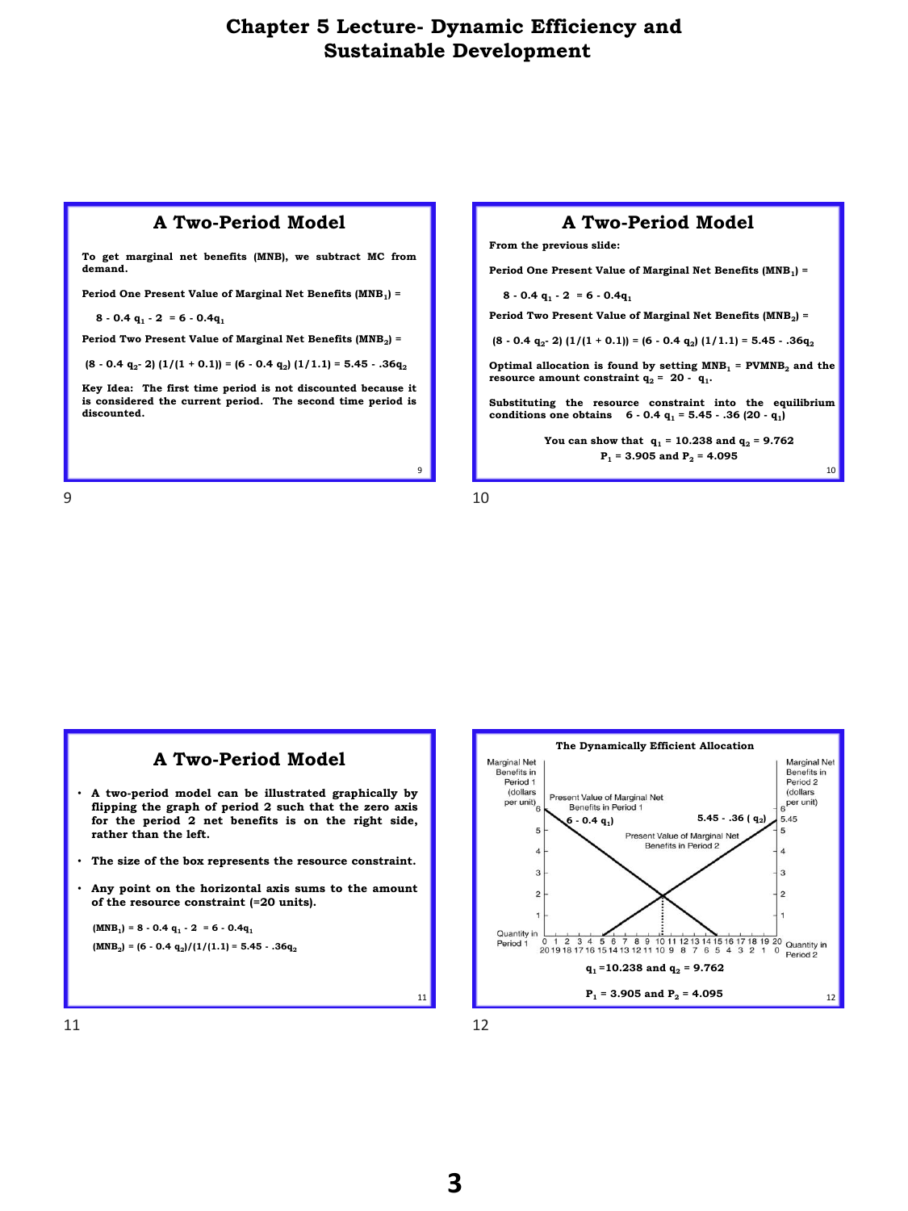# Chapter 5 Lecture- Dynamic Efficiency and Sustainable Development

## A Two-Period Model

To get marginal net benefits (MNB), we subtract MC from demand.

Period One Present Value of Marginal Net Benefits ($MNB_1$) =

$8 - 0.4\,q_1 - 2 = 6 - 0.4q_1$

Period Two Present Value of Marginal Net Benefits ($MNB_2$) =

$(8 - 0.4\,q_2 - 2)\,(1/(1 + 0.1)) = (6 - 0.4\,q_2)\,(1/1.1) = 5.45 - .36q_2$

Key Idea: The first time period is not discounted because it is considered the current period. The second time period is discounted.

## A Two-Period Model

From the previous slide:

Period One Present Value of Marginal Net Benefits ($MNB_1$) =

$8 - 0.4\,q_1 - 2 = 6 - 0.4q_1$

Period Two Present Value of Marginal Net Benefits ($MNB_2$) =

$(8 - 0.4\,q_2 - 2)\,(1/(1 + 0.1)) = (6 - 0.4\,q_2)\,(1/1.1) = 5.45 - .36q_2$

Optimal allocation is found by setting $MNB_1 = PVMNB_2$ and the resource amount constraint $q_2 = 20 - q_1$.

Substituting the resource constraint into the equilibrium conditions one obtains $6 - 0.4\,q_1 = 5.45 - .36\,(20 - q_1)$

You can show that $q_1 = 10.238$ and $q_2 = 9.762$

$P_1 = 3.905$ and $P_2 = 4.095$

## A Two-Period Model

- A two-period model can be illustrated graphically by flipping the graph of period 2 such that the zero axis for the period 2 net benefits is on the right side, rather than the left.
- The size of the box represents the resource constraint.
- Any point on the horizontal axis sums to the amount of the resource constraint (=20 units).

$(MNB_1) = 8 - 0.4\,q_1 - 2 = 6 - 0.4q_1$

$(MNB_2) = (6 - 0.4\,q_2)/(1/(1.1)) = 5.45 - .36q_2$

## The Dynamically Efficient Allocation

$q_1 = 10.238$ and $q_2 = 9.762$

$P_1 = 3.905$ and $P_2 = 4.095$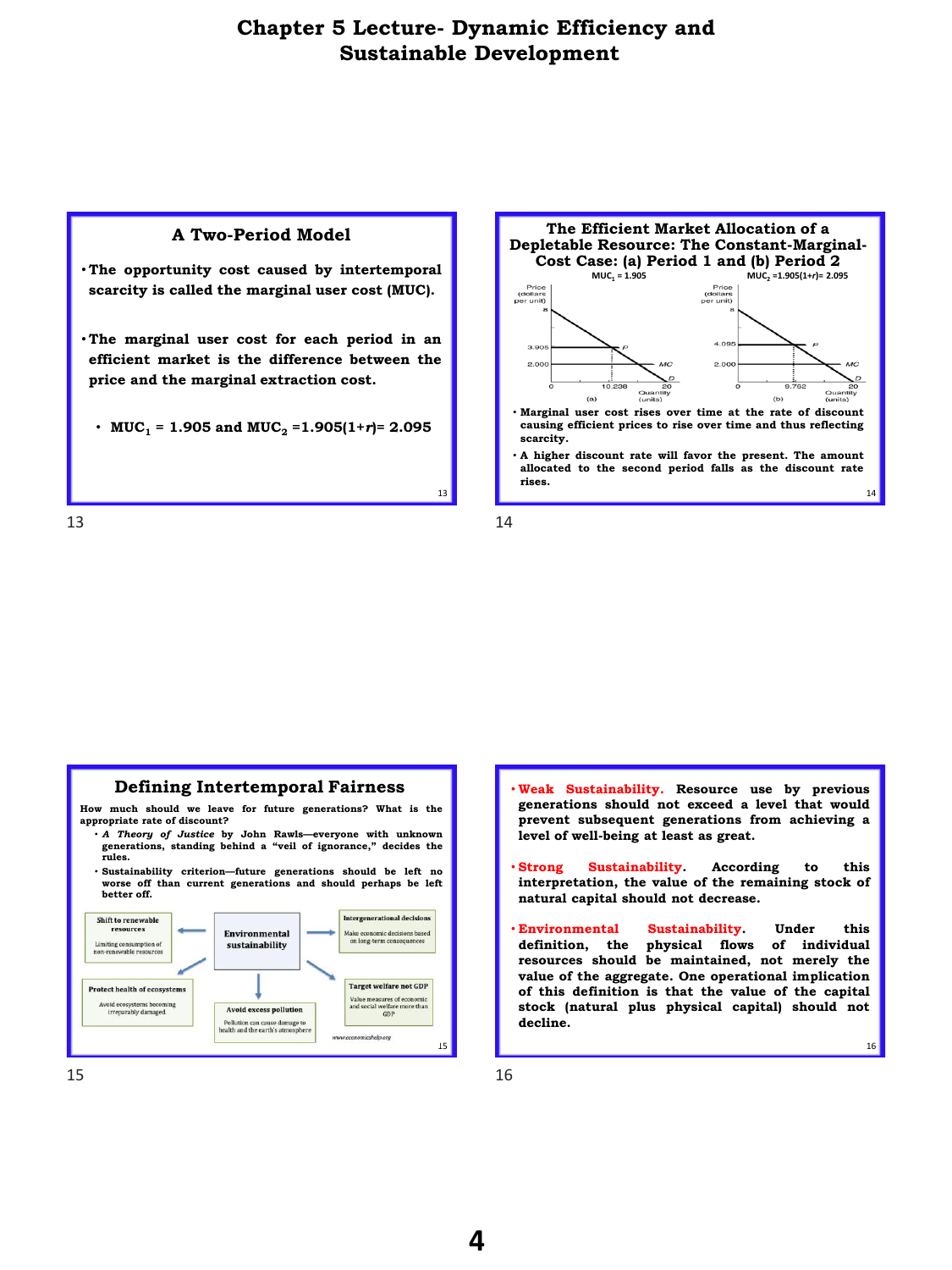# Chapter 5 Lecture- Dynamic Efficiency and Sustainable Development

## A Two-Period Model

- **The opportunity cost caused by intertemporal scarcity is called the marginal user cost (MUC).**
- **The marginal user cost for each period in an efficient market is the difference between the price and the marginal extraction cost.**
  - **$MUC_1$ = 1.905 and $MUC_2$ =1.905(1+$r$)= 2.095**

## The Efficient Market Allocation of a Depletable Resource: The Constant-Marginal-Cost Case: (a) Period 1 and (b) Period 2

$MUC_1$ = 1.905

$MUC_2$ =1.905(1+$r$)= 2.095

Price (dollars per unit)

8

3.905

2.000

P

MC

D

0

10.238

20

Quantity (units)

(a)

Price (dollars per unit)

8

4.095

2.000

P

MC

D

0

9.762

20

Quantity (units)

(b)

- **Marginal user cost rises over time at the rate of discount causing efficient prices to rise over time and thus reflecting scarcity.**
- **A higher discount rate will favor the present. The amount allocated to the second period falls as the discount rate rises.**

## Defining Intertemporal Fairness

**How much should we leave for future generations? What is the appropriate rate of discount?**

- ***A Theory of Justice* by John Rawls—everyone with unknown generations, standing behind a "veil of ignorance," decides the rules.**
- **Sustainability criterion—future generations should be left no worse off than current generations and should perhaps be left better off.**

Environmental sustainability

Shift to renewable resources
Limiting consumption of non-renewable resources

Intergenerational decisions
Make economic decisions based on long-term consequences

Protect health of ecosystems
Avoid ecosystems becoming irreparably damaged.

Avoid excess pollution
Pollution can cause damage to health and the earth's atmosphere

Target welfare not GDP
Value measures of economic and social welfare more than GDP

www.economicshelp.org

- **Weak Sustainability.** **Resource use by previous generations should not exceed a level that would prevent subsequent generations from achieving a level of well-being at least as great.**
- **Strong Sustainability.** **According to this interpretation, the value of the remaining stock of natural capital should not decrease.**
- **Environmental Sustainability.** **Under this definition, the physical flows of individual resources should be maintained, not merely the value of the aggregate. One operational implication of this definition is that the value of the capital stock (natural plus physical capital) should not decline.**